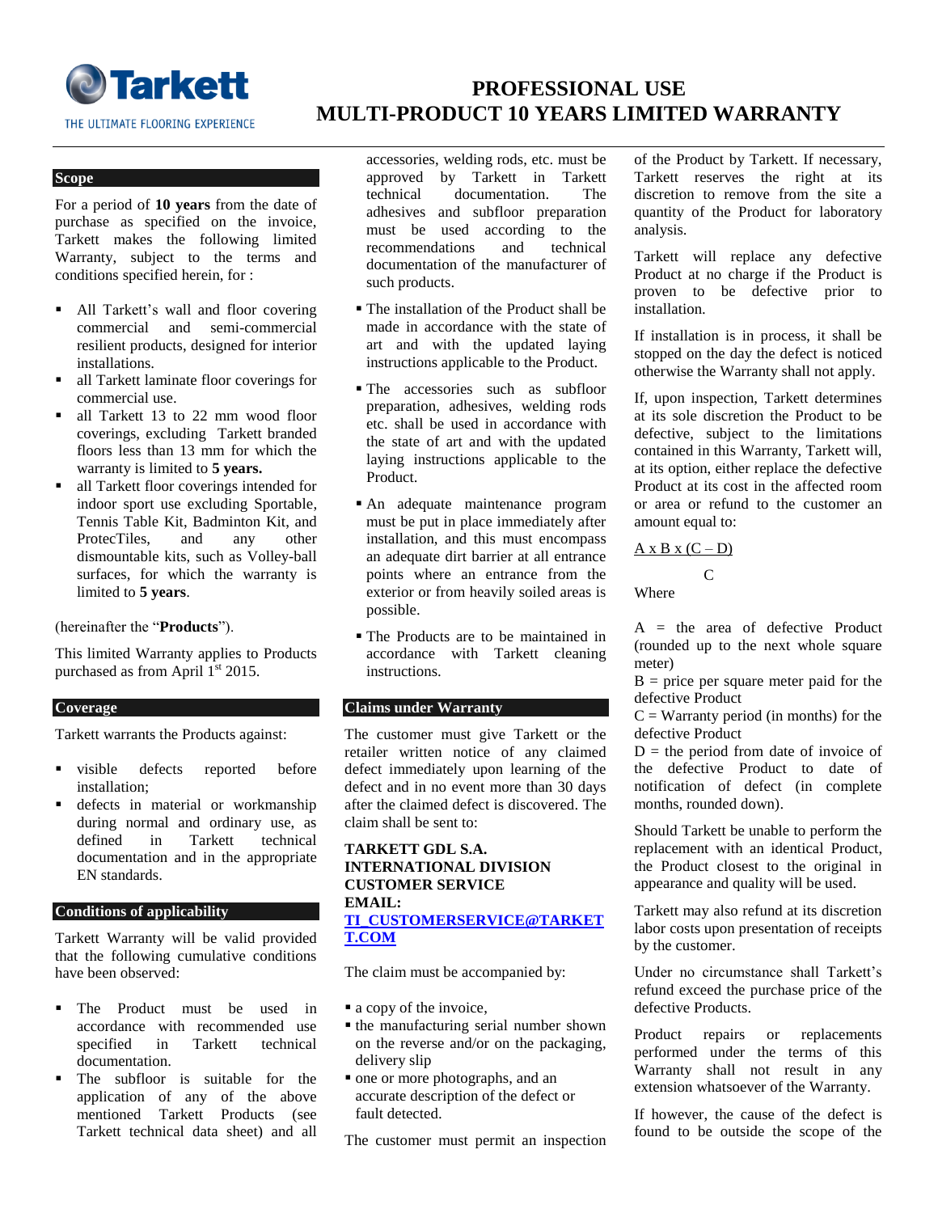Tarkett
THE ULTIMATE FLOORING EXPERIENCE

# PROFESSIONAL USE MULTI-PRODUCT 10 YEARS LIMITED WARRANTY

## Scope

For a period of **10 years** from the date of purchase as specified on the invoice, Tarkett makes the following limited Warranty, subject to the terms and conditions specified herein, for :

- All Tarkett's wall and floor covering commercial and semi-commercial resilient products, designed for interior installations.
- all Tarkett laminate floor coverings for commercial use.
- all Tarkett 13 to 22 mm wood floor coverings, excluding Tarkett branded floors less than 13 mm for which the warranty is limited to **5 years.**
- all Tarkett floor coverings intended for indoor sport use excluding Sportable, Tennis Table Kit, Badminton Kit, and ProtecTiles, and any other dismountable kits, such as Volley-ball surfaces, for which the warranty is limited to **5 years**.

(hereinafter the "**Products**").

This limited Warranty applies to Products purchased as from April 1st 2015.

## Coverage

Tarkett warrants the Products against:

- visible defects reported before installation;
- defects in material or workmanship during normal and ordinary use, as defined in Tarkett technical documentation and in the appropriate EN standards.

## Conditions of applicability

Tarkett Warranty will be valid provided that the following cumulative conditions have been observed:

- The Product must be used in accordance with recommended use specified in Tarkett technical documentation.
- The subfloor is suitable for the application of any of the above mentioned Tarkett Products (see Tarkett technical data sheet) and all accessories, welding rods, etc. must be approved by Tarkett in Tarkett technical documentation. The adhesives and subfloor preparation must be used according to the recommendations and technical documentation of the manufacturer of such products.
- The installation of the Product shall be made in accordance with the state of art and with the updated laying instructions applicable to the Product.
- The accessories such as subfloor preparation, adhesives, welding rods etc. shall be used in accordance with the state of art and with the updated laying instructions applicable to the Product.
- An adequate maintenance program must be put in place immediately after installation, and this must encompass an adequate dirt barrier at all entrance points where an entrance from the exterior or from heavily soiled areas is possible.
- The Products are to be maintained in accordance with Tarkett cleaning instructions.

## Claims under Warranty

The customer must give Tarkett or the retailer written notice of any claimed defect immediately upon learning of the defect and in no event more than 30 days after the claimed defect is discovered. The claim shall be sent to:

**TARKETT GDL S.A.**
**INTERNATIONAL DIVISION**
**CUSTOMER SERVICE**
**EMAIL:**
**TI_CUSTOMERSERVICE@TARKETT.COM**

The claim must be accompanied by:

- a copy of the invoice,
- the manufacturing serial number shown on the reverse and/or on the packaging, delivery slip
- one or more photographs, and an accurate description of the defect or fault detected.

The customer must permit an inspection of the Product by Tarkett. If necessary, Tarkett reserves the right at its discretion to remove from the site a quantity of the Product for laboratory analysis.

Tarkett will replace any defective Product at no charge if the Product is proven to be defective prior to installation.

If installation is in process, it shall be stopped on the day the defect is noticed otherwise the Warranty shall not apply.

If, upon inspection, Tarkett determines at its sole discretion the Product to be defective, subject to the limitations contained in this Warranty, Tarkett will, at its option, either replace the defective Product at its cost in the affected room or area or refund to the customer an amount equal to:

$$\frac{A \times B \times (C - D)}{C}$$

Where

A = the area of defective Product (rounded up to the next whole square meter)
B = price per square meter paid for the defective Product
C = Warranty period (in months) for the defective Product
D = the period from date of invoice of the defective Product to date of notification of defect (in complete months, rounded down).

Should Tarkett be unable to perform the replacement with an identical Product, the Product closest to the original in appearance and quality will be used.

Tarkett may also refund at its discretion labor costs upon presentation of receipts by the customer.

Under no circumstance shall Tarkett's refund exceed the purchase price of the defective Products.

Product repairs or replacements performed under the terms of this Warranty shall not result in any extension whatsoever of the Warranty.

If however, the cause of the defect is found to be outside the scope of the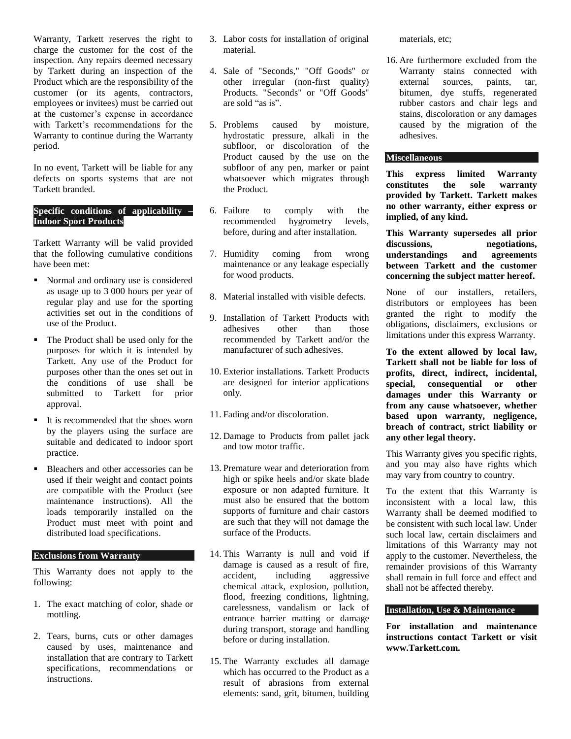Warranty, Tarkett reserves the right to charge the customer for the cost of the inspection. Any repairs deemed necessary by Tarkett during an inspection of the Product which are the responsibility of the customer (or its agents, contractors, employees or invitees) must be carried out at the customer's expense in accordance with Tarkett's recommendations for the Warranty to continue during the Warranty period.

In no event, Tarkett will be liable for any defects on sports systems that are not Tarkett branded.

## Specific conditions of applicability – Indoor Sport Products

Tarkett Warranty will be valid provided that the following cumulative conditions have been met:

- Normal and ordinary use is considered as usage up to 3 000 hours per year of regular play and use for the sporting activities set out in the conditions of use of the Product.
- The Product shall be used only for the purposes for which it is intended by Tarkett. Any use of the Product for purposes other than the ones set out in the conditions of use shall be submitted to Tarkett for prior approval.
- It is recommended that the shoes worn by the players using the surface are suitable and dedicated to indoor sport practice.
- Bleachers and other accessories can be used if their weight and contact points are compatible with the Product (see maintenance instructions). All the loads temporarily installed on the Product must meet with point and distributed load specifications.

## Exclusions from Warranty

This Warranty does not apply to the following:

1. The exact matching of color, shade or mottling.
2. Tears, burns, cuts or other damages caused by uses, maintenance and installation that are contrary to Tarkett specifications, recommendations or instructions.
3. Labor costs for installation of original material.
4. Sale of "Seconds," "Off Goods" or other irregular (non-first quality) Products. "Seconds" or "Off Goods" are sold "as is".
5. Problems caused by moisture, hydrostatic pressure, alkali in the subfloor, or discoloration of the Product caused by the use on the subfloor of any pen, marker or paint whatsoever which migrates through the Product.
6. Failure to comply with the recommended hygrometry levels, before, during and after installation.
7. Humidity coming from wrong maintenance or any leakage especially for wood products.
8. Material installed with visible defects.
9. Installation of Tarkett Products with adhesives other than those recommended by Tarkett and/or the manufacturer of such adhesives.
10. Exterior installations. Tarkett Products are designed for interior applications only.
11. Fading and/or discoloration.
12. Damage to Products from pallet jack and tow motor traffic.
13. Premature wear and deterioration from high or spike heels and/or skate blade exposure or non adapted furniture. It must also be ensured that the bottom supports of furniture and chair castors are such that they will not damage the surface of the Products.
14. This Warranty is null and void if damage is caused as a result of fire, accident, including aggressive chemical attack, explosion, pollution, flood, freezing conditions, lightning, carelessness, vandalism or lack of entrance barrier matting or damage during transport, storage and handling before or during installation.
15. The Warranty excludes all damage which has occurred to the Product as a result of abrasions from external elements: sand, grit, bitumen, building materials, etc;
16. Are furthermore excluded from the Warranty stains connected with external sources, paints, tar, bitumen, dye stuffs, regenerated rubber castors and chair legs and stains, discoloration or any damages caused by the migration of the adhesives.

## Miscellaneous

**This express limited Warranty constitutes the sole warranty provided by Tarkett. Tarkett makes no other warranty, either express or implied, of any kind.**

**This Warranty supersedes all prior discussions, negotiations, understandings and agreements between Tarkett and the customer concerning the subject matter hereof.**

None of our installers, retailers, distributors or employees has been granted the right to modify the obligations, disclaimers, exclusions or limitations under this express Warranty.

**To the extent allowed by local law, Tarkett shall not be liable for loss of profits, direct, indirect, incidental, special, consequential or other damages under this Warranty or from any cause whatsoever, whether based upon warranty, negligence, breach of contract, strict liability or any other legal theory.**

This Warranty gives you specific rights, and you may also have rights which may vary from country to country.

To the extent that this Warranty is inconsistent with a local law, this Warranty shall be deemed modified to be consistent with such local law. Under such local law, certain disclaimers and limitations of this Warranty may not apply to the customer. Nevertheless, the remainder provisions of this Warranty shall remain in full force and effect and shall not be affected thereby.

## Installation, Use & Maintenance

**For installation and maintenance instructions contact Tarkett or visit www.Tarkett.com.**